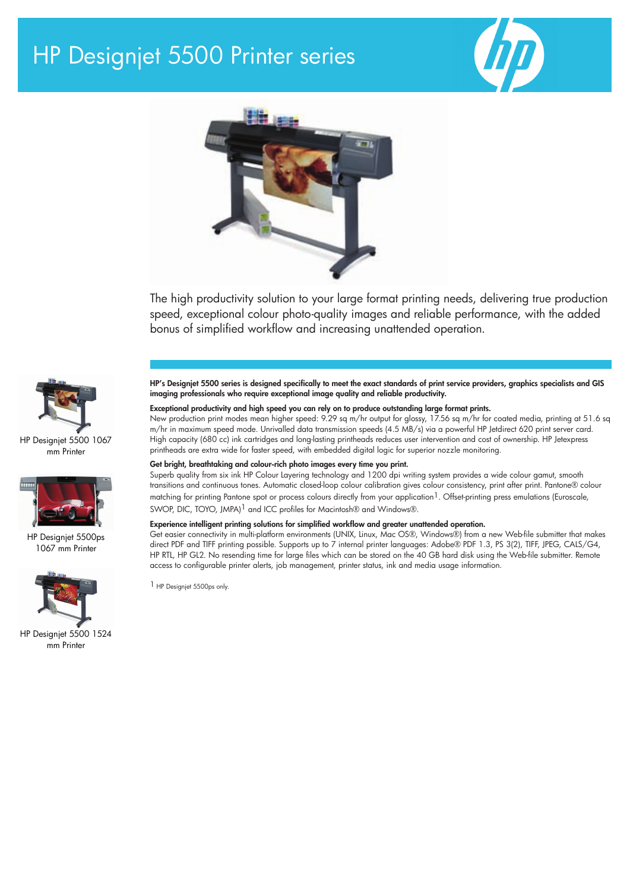# HP Designjet 5500 Printer series

The high productivity solution to your large format printing needs, delivering true production speed, exceptional colour photo-quality images and reliable performance, with the added bonus of simplified workflow and increasing unattended operation.

HP Designjet 5500 1067 mm Printer

HP Designjet 5500ps 1067 mm Printer

HP Designjet 5500 1524 mm Printer

**HP's Designjet 5500 series is designed specifically to meet the exact standards of print service providers, graphics specialists and GIS imaging professionals who require exceptional image quality and reliable productivity.**

**Exceptional productivity and high speed you can rely on to produce outstanding large format prints.**

New production print modes mean higher speed: 9.29 sq m/hr output for glossy, 17.56 sq m/hr for coated media, printing at 51.6 sq m/hr in maximum speed mode. Unrivalled data transmission speeds (4.5 MB/s) via a powerful HP Jetdirect 620 print server card. High capacity (680 cc) ink cartridges and long-lasting printheads reduces user intervention and cost of ownership. HP Jetexpress printheads are extra wide for faster speed, with embedded digital logic for superior nozzle monitoring.

**Get bright, breathtaking and colour-rich photo images every time you print.**

Superb quality from six ink HP Colour Layering technology and 1200 dpi writing system provides a wide colour gamut, smooth transitions and continuous tones. Automatic closed-loop colour calibration gives colour consistency, print after print. Pantone® colour matching for printing Pantone spot or process colours directly from your application[1]. Offset-printing press emulations (Euroscale, SWOP, DIC, TOYO, JMPA)[1] and ICC profiles for Macintosh® and Windows®.

**Experience intelligent printing solutions for simplified workflow and greater unattended operation.**

Get easier connectivity in multi-platform environments (UNIX, Linux, Mac OS®, Windows®) from a new Web-file submitter that makes direct PDF and TIFF printing possible. Supports up to 7 internal printer languages: Adobe® PDF 1.3, PS 3(2), TIFF, JPEG, CALS/G4, HP RTL, HP GL2. No resending time for large files which can be stored on the 40 GB hard disk using the Web-file submitter. Remote access to configurable printer alerts, job management, printer status, ink and media usage information.

[1] HP Designjet 5500ps only.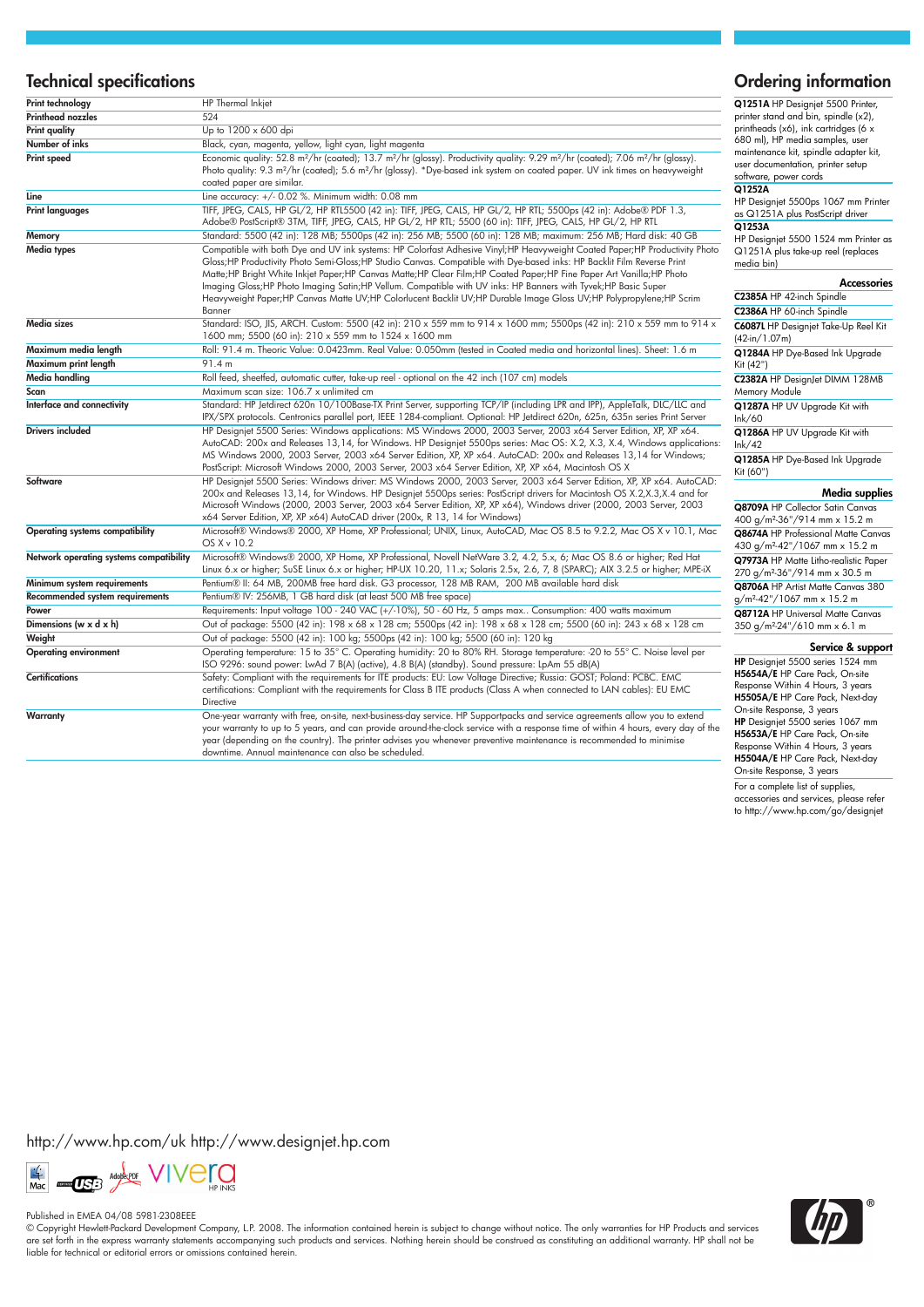## Technical specifications

| | |
|---|---|
| Print technology | HP Thermal Inkjet |
| Printhead nozzles | 524 |
| Print quality | Up to 1200 x 600 dpi |
| Number of inks | Black, cyan, magenta, yellow, light cyan, light magenta |
| Print speed | Economic quality: 52.8 m²/hr (coated); 13.7 m²/hr (glossy). Productivity quality: 9.29 m²/hr (coated); 7.06 m²/hr (glossy). Photo quality: 9.3 m²/hr (coated); 5.6 m²/hr (glossy). *Dye-based ink system on coated paper. UV ink times on heavyweight coated paper are similar. |
| Line | Line accuracy: +/- 0.02 %. Minimum width: 0.08 mm |
| Print languages | TIFF, JPEG, CALS, HP GL/2, HP RTL5500 (42 in): TIFF, JPEG, CALS, HP GL/2, HP RTL; 5500ps (42 in): Adobe® PDF 1.3, Adobe® PostScript® 3TM, TIFF, JPEG, CALS, HP GL/2, HP RTL; 5500 (60 in): TIFF, JPEG, CALS, HP GL/2, HP RTL |
| Memory | Standard: 5500 (42 in): 128 MB; 5500ps (42 in): 256 MB; 5500 (60 in): 128 MB; maximum: 256 MB; Hard disk: 40 GB |
| Media types | Compatible with both Dye and UV ink systems: HP Colorfast Adhesive Vinyl;HP Heavyweight Coated Paper;HP Productivity Photo Gloss;HP Productivity Photo Semi-Gloss;HP Studio Canvas. Compatible with Dye-based inks: HP Backlit Film Reverse Print Matte;HP Bright White Inkjet Paper;HP Canvas Matte;HP Clear Film;HP Coated Paper;HP Fine Paper Art Vanilla;HP Photo Imaging Gloss;HP Photo Imaging Satin;HP Vellum. Compatible with UV inks: HP Banners with Tyvek;HP Basic Super Heavyweight Paper;HP Canvas Matte UV;HP Colorlucent Backlit UV;HP Durable Image Gloss UV;HP Polypropylene;HP Scrim Banner |
| Media sizes | Standard: ISO, JIS, ARCH. Custom: 5500 (42 in): 210 x 559 mm to 914 x 1600 mm; 5500ps (42 in): 210 x 559 mm to 914 x 1600 mm; 5500 (60 in): 210 x 559 mm to 1524 x 1600 mm |
| Maximum media length | Roll: 91.4 m. Theoric Value: 0.0423mm. Real Value: 0.050mm (tested in Coated media and horizontal lines). Sheet: 1.6 m |
| Maximum print length | 91.4 m |
| Media handling | Roll feed, sheetfed, automatic cutter, take-up reel - optional on the 42 inch (107 cm) models |
| Scan | Maximum scan size: 106.7 x unlimited cm |
| Interface and connectivity | Standard: HP Jetdirect 620n 10/100Base-TX Print Server, supporting TCP/IP (including LPR and IPP), AppleTalk, DLC/LLC and IPX/SPX protocols. Centronics parallel port, IEEE 1284-compliant. Optional: HP Jetdirect 620n, 625n, 635n series Print Server |
| Drivers included | HP Designjet 5500 Series: Windows applications: MS Windows 2000, 2003 Server, 2003 x64 Server Edition, XP, XP x64. AutoCAD: 200x and Releases 13,14, for Windows. HP Designjet 5500ps series: Mac OS: X.2, X.3, X.4, Windows applications: MS Windows 2000, 2003 Server, 2003 x64 Server Edition, XP, XP x64. AutoCAD: 200x and Releases 13,14 for Windows; PostScript: Microsoft Windows 2000, 2003 Server, 2003 x64 Server Edition, XP, XP x64, Macintosh OS X |
| Software | HP Designjet 5500 Series: Windows driver: MS Windows 2000, 2003 Server, 2003 x64 Server Edition, XP, XP x64. AutoCAD: 200x and Releases 13,14, for Windows. HP Designjet 5500ps series: PostScript drivers for Macintosh OS X.2,X.3,X.4 and for Microsoft Windows (2000, 2003 Server, 2003 x64 Server Edition, XP, XP x64), Windows driver (2000, 2003 Server, 2003 x64 Server Edition, XP, XP x64) AutoCAD driver (200x, R 13, 14 for Windows) |
| Operating systems compatibility | Microsoft® Windows® 2000, XP Home, XP Professional; UNIX, Linux, AutoCAD, Mac OS 8.5 to 9.2.2, Mac OS X v 10.1, Mac OS X v 10.2 |
| Network operating systems compatibility | Microsoft® Windows® 2000, XP Home, XP Professional, Novell NetWare 3.2, 4.2, 5.x, 6; Mac OS 8.6 or higher; Red Hat Linux 6.x or higher; SuSE Linux 6.x or higher; HP-UX 10.20, 11.x; Solaris 2.5x, 2.6, 7, 8 (SPARC); AIX 3.2.5 or higher; MPE-iX |
| Minimum system requirements | Pentium® II: 64 MB, 200MB free hard disk. G3 processor, 128 MB RAM, 200 MB available hard disk |
| Recommended system requirements | Pentium® IV: 256MB, 1 GB hard disk (at least 500 MB free space) |
| Power | Requirements: Input voltage 100 - 240 VAC (+/-10%), 50 - 60 Hz, 5 amps max.. Consumption: 400 watts maximum |
| Dimensions (w x d x h) | Out of package: 5500 (42 in): 198 x 68 x 128 cm; 5500ps (42 in): 198 x 68 x 128 cm; 5500 (60 in): 243 x 68 x 128 cm |
| Weight | Out of package: 5500 (42 in): 100 kg; 5500ps (42 in): 100 kg; 5500 (60 in): 120 kg |
| Operating environment | Operating temperature: 15 to 35° C. Operating humidity: 20 to 80% RH. Storage temperature: -20 to 55° C. Noise level per ISO 9296: sound power: LwAd 7 B(A) (active), 4.8 B(A) (standby). Sound pressure: LpAm 55 dB(A) |
| Certifications | Safety: Compliant with the requirements for ITE products: EU: Low Voltage Directive; Russia: GOST; Poland: PCBC. EMC certifications: Compliant with the requirements for Class B ITE products (Class A when connected to LAN cables): EU EMC Directive |
| Warranty | One-year warranty with free, on-site, next-business-day service. HP Supportpacks and service agreements allow you to extend your warranty to up to 5 years, and can provide around-the-clock service with a response time of within 4 hours, every day of the year (depending on the country). The printer advises you whenever preventive maintenance is recommended to minimise downtime. Annual maintenance can also be scheduled. |

## Ordering information

**Q1251A** HP Designjet 5500 Printer, printer stand and bin, spindle (x2), printheads (x6), ink cartridges (6 x 680 ml), HP media samples, user maintenance kit, spindle adapter kit, user documentation, printer setup software, power cords

**Q1252A**
HP Designjet 5500ps 1067 mm Printer as Q1251A plus PostScript driver

**Q1253A**
HP Designjet 5500 1524 mm Printer as Q1251A plus take-up reel (replaces media bin)

### Accessories

**C2385A** HP 42-inch Spindle

**C2386A** HP 60-inch Spindle

**C6087L** HP Designjet Take-Up Reel Kit (42-in/1.07m)

**Q1284A** HP Dye-Based Ink Upgrade Kit (42")

**C2382A** HP DesignJet DIMM 128MB Memory Module

**Q1287A** HP UV Upgrade Kit with Ink/60

**Q1286A** HP UV Upgrade Kit with Ink/42

**Q1285A** HP Dye-Based Ink Upgrade Kit (60")

### Media supplies

**Q8709A** HP Collector Satin Canvas 400 g/m²-36"/914 mm x 15.2 m

**Q8674A** HP Professional Matte Canvas 430 g/m²-42"/1067 mm x 15.2 m

**Q7973A** HP Matte Litho-realistic Paper 270 g/m²-36"/914 mm x 30.5 m

**Q8706A** HP Artist Matte Canvas 380 g/m²-42"/1067 mm x 15.2 m

**Q8712A** HP Universal Matte Canvas 350 g/m²-24"/610 mm x 6.1 m

### Service & support

**HP** Designjet 5500 series 1524 mm
**H5654A/E** HP Care Pack, On-site Response Within 4 Hours, 3 years
**H5505A/E** HP Care Pack, Next-day On-site Response, 3 years
**HP** Designjet 5500 series 1067 mm
**H5653A/E** HP Care Pack, On-site Response Within 4 Hours, 3 years
**H5504A/E** HP Care Pack, Next-day On-site Response, 3 years

For a complete list of supplies, accessories and services, please refer to http://www.hp.com/go/designjet

http://www.hp.com/uk http://www.designjet.hp.com

Published in EMEA 04/08 5981-2308EEE

© Copyright Hewlett-Packard Development Company, L.P. 2008. The information contained herein is subject to change without notice. The only warranties for HP Products and services are set forth in the express warranty statements accompanying such products and services. Nothing herein should be construed as constituting an additional warranty. HP shall not be liable for technical or editorial errors or omissions contained herein.